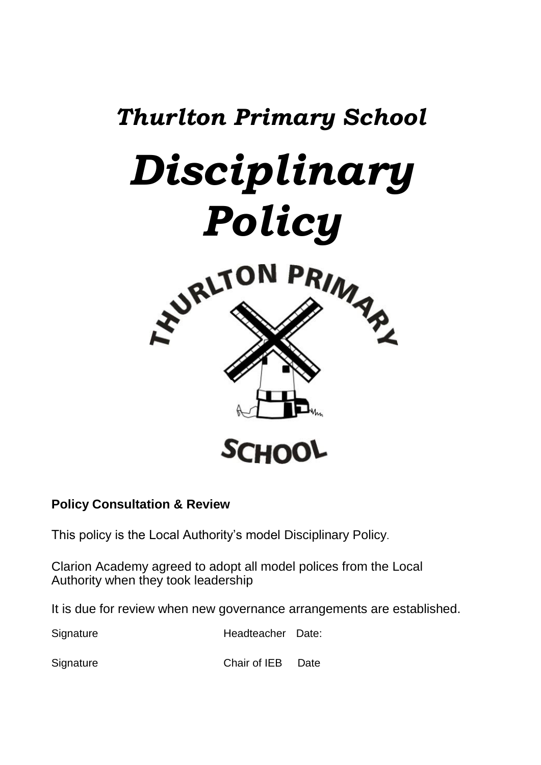# *Thurlton Primary School*

# *Disciplinary Policy*

**Policy Consultation & Review**

This policy is the Local Authority's model Disciplinary Policy.

Clarion Academy agreed to adopt all model polices from the Local Authority when they took leadership

It is due for review when new governance arrangements are established.

Signature Headteacher Date:

Signature Chair of IEB Date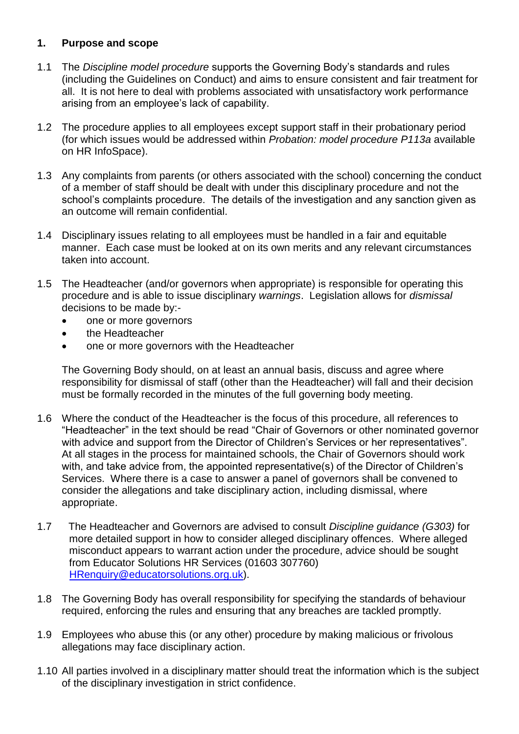## 1. Purpose and scope

1.1 The *Discipline model procedure* supports the Governing Body's standards and rules (including the Guidelines on Conduct) and aims to ensure consistent and fair treatment for all. It is not here to deal with problems associated with unsatisfactory work performance arising from an employee's lack of capability.

1.2 The procedure applies to all employees except support staff in their probationary period (for which issues would be addressed within *Probation: model procedure P113a* available on HR InfoSpace).

1.3 Any complaints from parents (or others associated with the school) concerning the conduct of a member of staff should be dealt with under this disciplinary procedure and not the school's complaints procedure. The details of the investigation and any sanction given as an outcome will remain confidential.

1.4 Disciplinary issues relating to all employees must be handled in a fair and equitable manner. Each case must be looked at on its own merits and any relevant circumstances taken into account.

1.5 The Headteacher (and/or governors when appropriate) is responsible for operating this procedure and is able to issue disciplinary *warnings*. Legislation allows for *dismissal* decisions to be made by:-

- one or more governors
- the Headteacher
- one or more governors with the Headteacher

The Governing Body should, on at least an annual basis, discuss and agree where responsibility for dismissal of staff (other than the Headteacher) will fall and their decision must be formally recorded in the minutes of the full governing body meeting.

1.6 Where the conduct of the Headteacher is the focus of this procedure, all references to "Headteacher" in the text should be read "Chair of Governors or other nominated governor with advice and support from the Director of Children's Services or her representatives". At all stages in the process for maintained schools, the Chair of Governors should work with, and take advice from, the appointed representative(s) of the Director of Children's Services. Where there is a case to answer a panel of governors shall be convened to consider the allegations and take disciplinary action, including dismissal, where appropriate.

1.7 The Headteacher and Governors are advised to consult *Discipline guidance (G303)* for more detailed support in how to consider alleged disciplinary offences. Where alleged misconduct appears to warrant action under the procedure, advice should be sought from Educator Solutions HR Services (01603 307760) HRenquiry@educatorsolutions.org.uk).

1.8 The Governing Body has overall responsibility for specifying the standards of behaviour required, enforcing the rules and ensuring that any breaches are tackled promptly.

1.9 Employees who abuse this (or any other) procedure by making malicious or frivolous allegations may face disciplinary action.

1.10 All parties involved in a disciplinary matter should treat the information which is the subject of the disciplinary investigation in strict confidence.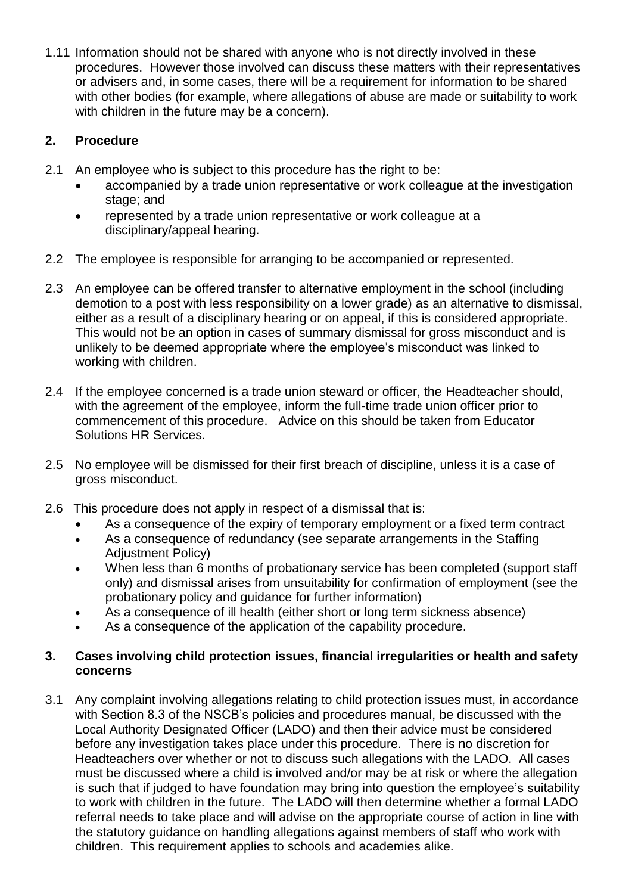1.11 Information should not be shared with anyone who is not directly involved in these procedures. However those involved can discuss these matters with their representatives or advisers and, in some cases, there will be a requirement for information to be shared with other bodies (for example, where allegations of abuse are made or suitability to work with children in the future may be a concern).

## 2. Procedure

2.1 An employee who is subject to this procedure has the right to be:

- accompanied by a trade union representative or work colleague at the investigation stage; and
- represented by a trade union representative or work colleague at a disciplinary/appeal hearing.

2.2 The employee is responsible for arranging to be accompanied or represented.

2.3 An employee can be offered transfer to alternative employment in the school (including demotion to a post with less responsibility on a lower grade) as an alternative to dismissal, either as a result of a disciplinary hearing or on appeal, if this is considered appropriate. This would not be an option in cases of summary dismissal for gross misconduct and is unlikely to be deemed appropriate where the employee's misconduct was linked to working with children.

2.4 If the employee concerned is a trade union steward or officer, the Headteacher should, with the agreement of the employee, inform the full-time trade union officer prior to commencement of this procedure. Advice on this should be taken from Educator Solutions HR Services.

2.5 No employee will be dismissed for their first breach of discipline, unless it is a case of gross misconduct.

2.6 This procedure does not apply in respect of a dismissal that is:

- As a consequence of the expiry of temporary employment or a fixed term contract
- As a consequence of redundancy (see separate arrangements in the Staffing Adjustment Policy)
- When less than 6 months of probationary service has been completed (support staff only) and dismissal arises from unsuitability for confirmation of employment (see the probationary policy and guidance for further information)
- As a consequence of ill health (either short or long term sickness absence)
- As a consequence of the application of the capability procedure.

## 3. Cases involving child protection issues, financial irregularities or health and safety concerns

3.1 Any complaint involving allegations relating to child protection issues must, in accordance with Section 8.3 of the NSCB's policies and procedures manual, be discussed with the Local Authority Designated Officer (LADO) and then their advice must be considered before any investigation takes place under this procedure. There is no discretion for Headteachers over whether or not to discuss such allegations with the LADO. All cases must be discussed where a child is involved and/or may be at risk or where the allegation is such that if judged to have foundation may bring into question the employee's suitability to work with children in the future. The LADO will then determine whether a formal LADO referral needs to take place and will advise on the appropriate course of action in line with the statutory guidance on handling allegations against members of staff who work with children. This requirement applies to schools and academies alike.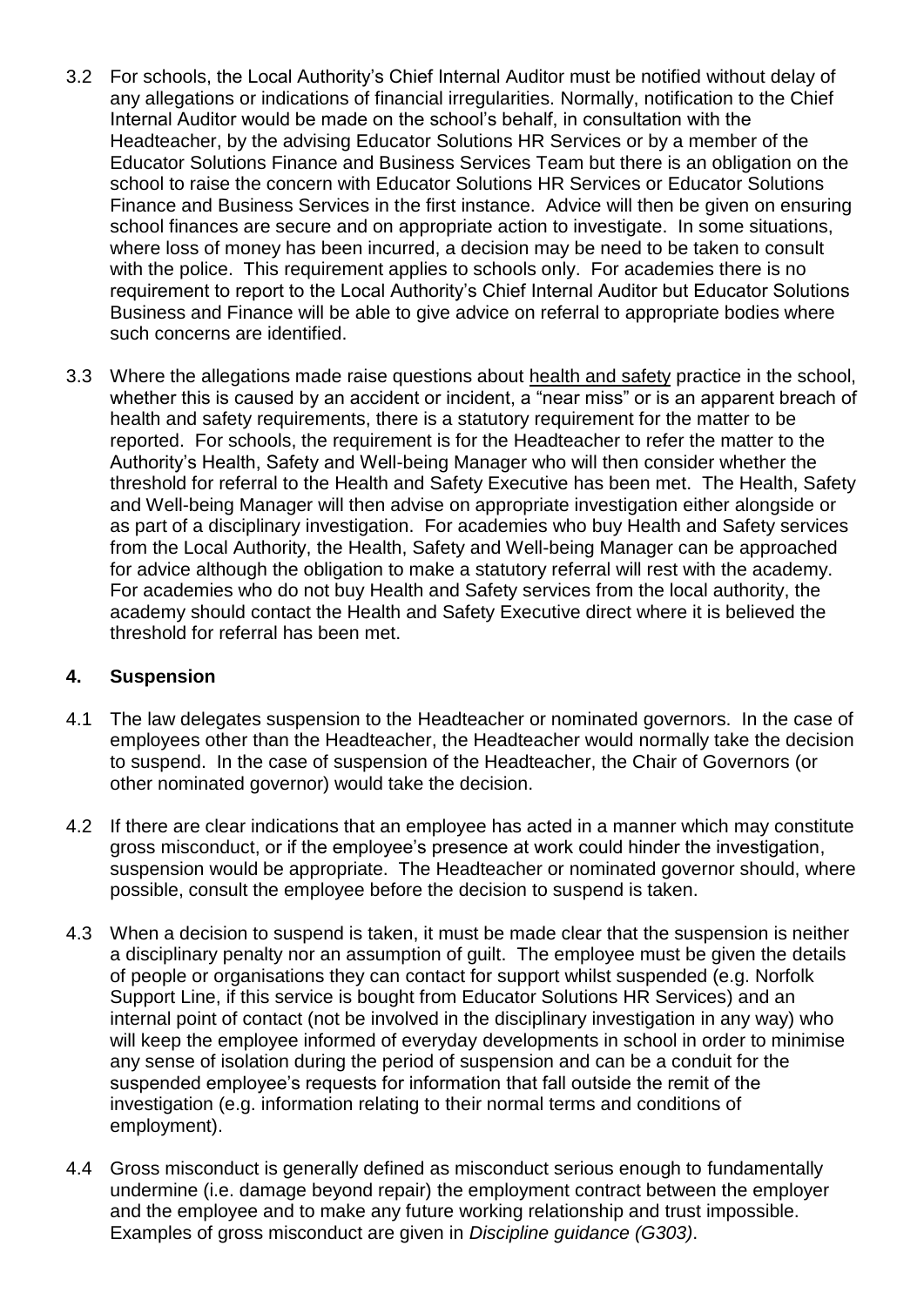3.2 For schools, the Local Authority's Chief Internal Auditor must be notified without delay of any allegations or indications of financial irregularities. Normally, notification to the Chief Internal Auditor would be made on the school's behalf, in consultation with the Headteacher, by the advising Educator Solutions HR Services or by a member of the Educator Solutions Finance and Business Services Team but there is an obligation on the school to raise the concern with Educator Solutions HR Services or Educator Solutions Finance and Business Services in the first instance. Advice will then be given on ensuring school finances are secure and on appropriate action to investigate. In some situations, where loss of money has been incurred, a decision may be need to be taken to consult with the police. This requirement applies to schools only. For academies there is no requirement to report to the Local Authority's Chief Internal Auditor but Educator Solutions Business and Finance will be able to give advice on referral to appropriate bodies where such concerns are identified.

3.3 Where the allegations made raise questions about health and safety practice in the school, whether this is caused by an accident or incident, a "near miss" or is an apparent breach of health and safety requirements, there is a statutory requirement for the matter to be reported. For schools, the requirement is for the Headteacher to refer the matter to the Authority's Health, Safety and Well-being Manager who will then consider whether the threshold for referral to the Health and Safety Executive has been met. The Health, Safety and Well-being Manager will then advise on appropriate investigation either alongside or as part of a disciplinary investigation. For academies who buy Health and Safety services from the Local Authority, the Health, Safety and Well-being Manager can be approached for advice although the obligation to make a statutory referral will rest with the academy. For academies who do not buy Health and Safety services from the local authority, the academy should contact the Health and Safety Executive direct where it is believed the threshold for referral has been met.

## 4. Suspension

4.1 The law delegates suspension to the Headteacher or nominated governors. In the case of employees other than the Headteacher, the Headteacher would normally take the decision to suspend. In the case of suspension of the Headteacher, the Chair of Governors (or other nominated governor) would take the decision.

4.2 If there are clear indications that an employee has acted in a manner which may constitute gross misconduct, or if the employee's presence at work could hinder the investigation, suspension would be appropriate. The Headteacher or nominated governor should, where possible, consult the employee before the decision to suspend is taken.

4.3 When a decision to suspend is taken, it must be made clear that the suspension is neither a disciplinary penalty nor an assumption of guilt. The employee must be given the details of people or organisations they can contact for support whilst suspended (e.g. Norfolk Support Line, if this service is bought from Educator Solutions HR Services) and an internal point of contact (not be involved in the disciplinary investigation in any way) who will keep the employee informed of everyday developments in school in order to minimise any sense of isolation during the period of suspension and can be a conduit for the suspended employee's requests for information that fall outside the remit of the investigation (e.g. information relating to their normal terms and conditions of employment).

4.4 Gross misconduct is generally defined as misconduct serious enough to fundamentally undermine (i.e. damage beyond repair) the employment contract between the employer and the employee and to make any future working relationship and trust impossible. Examples of gross misconduct are given in *Discipline guidance (G303)*.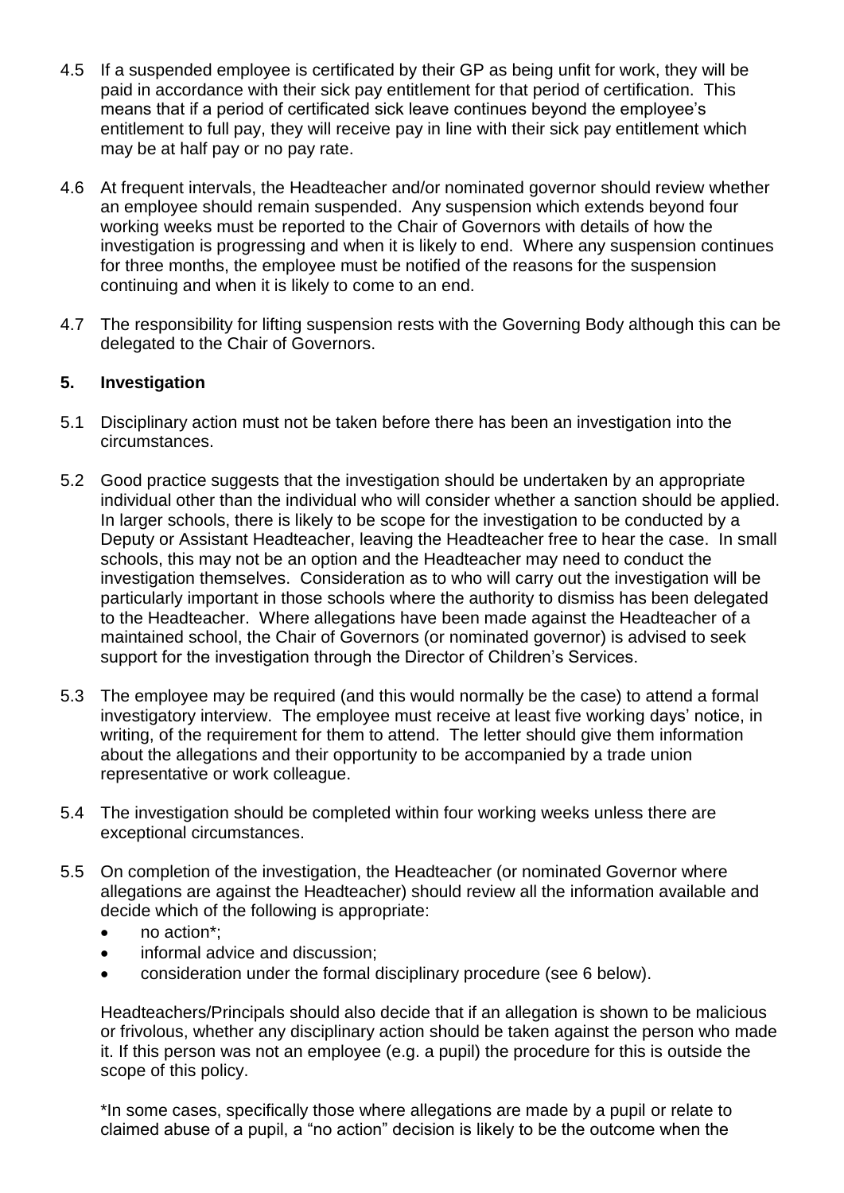4.5 If a suspended employee is certificated by their GP as being unfit for work, they will be paid in accordance with their sick pay entitlement for that period of certification. This means that if a period of certificated sick leave continues beyond the employee's entitlement to full pay, they will receive pay in line with their sick pay entitlement which may be at half pay or no pay rate.

4.6 At frequent intervals, the Headteacher and/or nominated governor should review whether an employee should remain suspended. Any suspension which extends beyond four working weeks must be reported to the Chair of Governors with details of how the investigation is progressing and when it is likely to end. Where any suspension continues for three months, the employee must be notified of the reasons for the suspension continuing and when it is likely to come to an end.

4.7 The responsibility for lifting suspension rests with the Governing Body although this can be delegated to the Chair of Governors.

## 5. Investigation

5.1 Disciplinary action must not be taken before there has been an investigation into the circumstances.

5.2 Good practice suggests that the investigation should be undertaken by an appropriate individual other than the individual who will consider whether a sanction should be applied. In larger schools, there is likely to be scope for the investigation to be conducted by a Deputy or Assistant Headteacher, leaving the Headteacher free to hear the case. In small schools, this may not be an option and the Headteacher may need to conduct the investigation themselves. Consideration as to who will carry out the investigation will be particularly important in those schools where the authority to dismiss has been delegated to the Headteacher. Where allegations have been made against the Headteacher of a maintained school, the Chair of Governors (or nominated governor) is advised to seek support for the investigation through the Director of Children's Services.

5.3 The employee may be required (and this would normally be the case) to attend a formal investigatory interview. The employee must receive at least five working days' notice, in writing, of the requirement for them to attend. The letter should give them information about the allegations and their opportunity to be accompanied by a trade union representative or work colleague.

5.4 The investigation should be completed within four working weeks unless there are exceptional circumstances.

5.5 On completion of the investigation, the Headteacher (or nominated Governor where allegations are against the Headteacher) should review all the information available and decide which of the following is appropriate:

- no action*;
- informal advice and discussion;
- consideration under the formal disciplinary procedure (see 6 below).

Headteachers/Principals should also decide that if an allegation is shown to be malicious or frivolous, whether any disciplinary action should be taken against the person who made it. If this person was not an employee (e.g. a pupil) the procedure for this is outside the scope of this policy.

*In some cases, specifically those where allegations are made by a pupil or relate to claimed abuse of a pupil, a "no action" decision is likely to be the outcome when the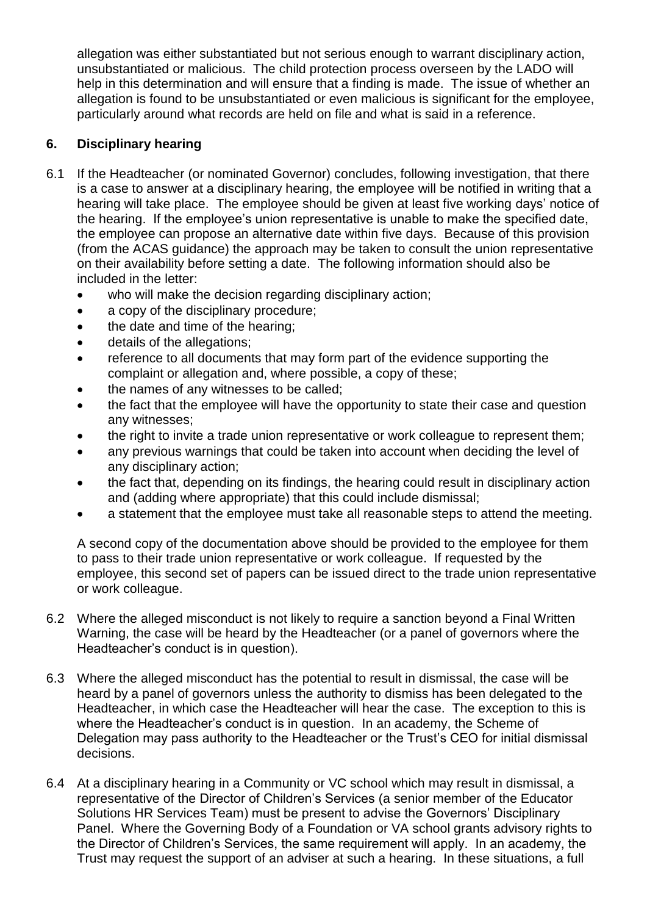allegation was either substantiated but not serious enough to warrant disciplinary action, unsubstantiated or malicious. The child protection process overseen by the LADO will help in this determination and will ensure that a finding is made. The issue of whether an allegation is found to be unsubstantiated or even malicious is significant for the employee, particularly around what records are held on file and what is said in a reference.

## 6. Disciplinary hearing

6.1 If the Headteacher (or nominated Governor) concludes, following investigation, that there is a case to answer at a disciplinary hearing, the employee will be notified in writing that a hearing will take place. The employee should be given at least five working days' notice of the hearing. If the employee's union representative is unable to make the specified date, the employee can propose an alternative date within five days. Because of this provision (from the ACAS guidance) the approach may be taken to consult the union representative on their availability before setting a date. The following information should also be included in the letter:

- who will make the decision regarding disciplinary action;
- a copy of the disciplinary procedure;
- the date and time of the hearing;
- details of the allegations;
- reference to all documents that may form part of the evidence supporting the complaint or allegation and, where possible, a copy of these;
- the names of any witnesses to be called;
- the fact that the employee will have the opportunity to state their case and question any witnesses;
- the right to invite a trade union representative or work colleague to represent them;
- any previous warnings that could be taken into account when deciding the level of any disciplinary action;
- the fact that, depending on its findings, the hearing could result in disciplinary action and (adding where appropriate) that this could include dismissal;
- a statement that the employee must take all reasonable steps to attend the meeting.

A second copy of the documentation above should be provided to the employee for them to pass to their trade union representative or work colleague. If requested by the employee, this second set of papers can be issued direct to the trade union representative or work colleague.

6.2 Where the alleged misconduct is not likely to require a sanction beyond a Final Written Warning, the case will be heard by the Headteacher (or a panel of governors where the Headteacher's conduct is in question).

6.3 Where the alleged misconduct has the potential to result in dismissal, the case will be heard by a panel of governors unless the authority to dismiss has been delegated to the Headteacher, in which case the Headteacher will hear the case. The exception to this is where the Headteacher's conduct is in question. In an academy, the Scheme of Delegation may pass authority to the Headteacher or the Trust's CEO for initial dismissal decisions.

6.4 At a disciplinary hearing in a Community or VC school which may result in dismissal, a representative of the Director of Children's Services (a senior member of the Educator Solutions HR Services Team) must be present to advise the Governors' Disciplinary Panel. Where the Governing Body of a Foundation or VA school grants advisory rights to the Director of Children's Services, the same requirement will apply. In an academy, the Trust may request the support of an adviser at such a hearing. In these situations, a full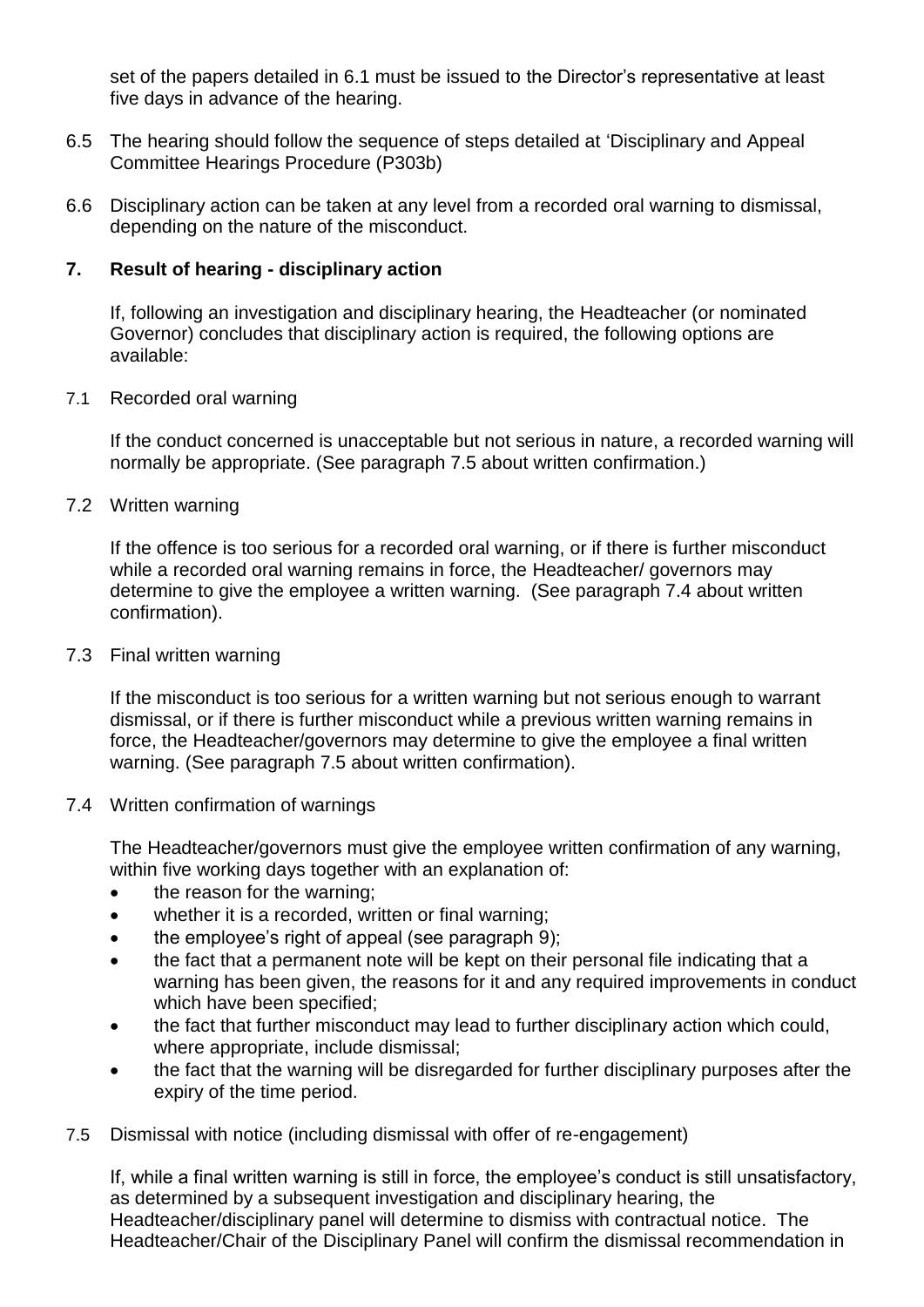set of the papers detailed in 6.1 must be issued to the Director's representative at least five days in advance of the hearing.

6.5 The hearing should follow the sequence of steps detailed at 'Disciplinary and Appeal Committee Hearings Procedure (P303b)

6.6 Disciplinary action can be taken at any level from a recorded oral warning to dismissal, depending on the nature of the misconduct.

## 7. Result of hearing - disciplinary action

If, following an investigation and disciplinary hearing, the Headteacher (or nominated Governor) concludes that disciplinary action is required, the following options are available:

7.1 Recorded oral warning

If the conduct concerned is unacceptable but not serious in nature, a recorded warning will normally be appropriate. (See paragraph 7.5 about written confirmation.)

7.2 Written warning

If the offence is too serious for a recorded oral warning, or if there is further misconduct while a recorded oral warning remains in force, the Headteacher/ governors may determine to give the employee a written warning. (See paragraph 7.4 about written confirmation).

7.3 Final written warning

If the misconduct is too serious for a written warning but not serious enough to warrant dismissal, or if there is further misconduct while a previous written warning remains in force, the Headteacher/governors may determine to give the employee a final written warning. (See paragraph 7.5 about written confirmation).

7.4 Written confirmation of warnings

The Headteacher/governors must give the employee written confirmation of any warning, within five working days together with an explanation of:

- the reason for the warning;
- whether it is a recorded, written or final warning;
- the employee's right of appeal (see paragraph 9);
- the fact that a permanent note will be kept on their personal file indicating that a warning has been given, the reasons for it and any required improvements in conduct which have been specified;
- the fact that further misconduct may lead to further disciplinary action which could, where appropriate, include dismissal;
- the fact that the warning will be disregarded for further disciplinary purposes after the expiry of the time period.

7.5 Dismissal with notice (including dismissal with offer of re-engagement)

If, while a final written warning is still in force, the employee's conduct is still unsatisfactory, as determined by a subsequent investigation and disciplinary hearing, the Headteacher/disciplinary panel will determine to dismiss with contractual notice. The Headteacher/Chair of the Disciplinary Panel will confirm the dismissal recommendation in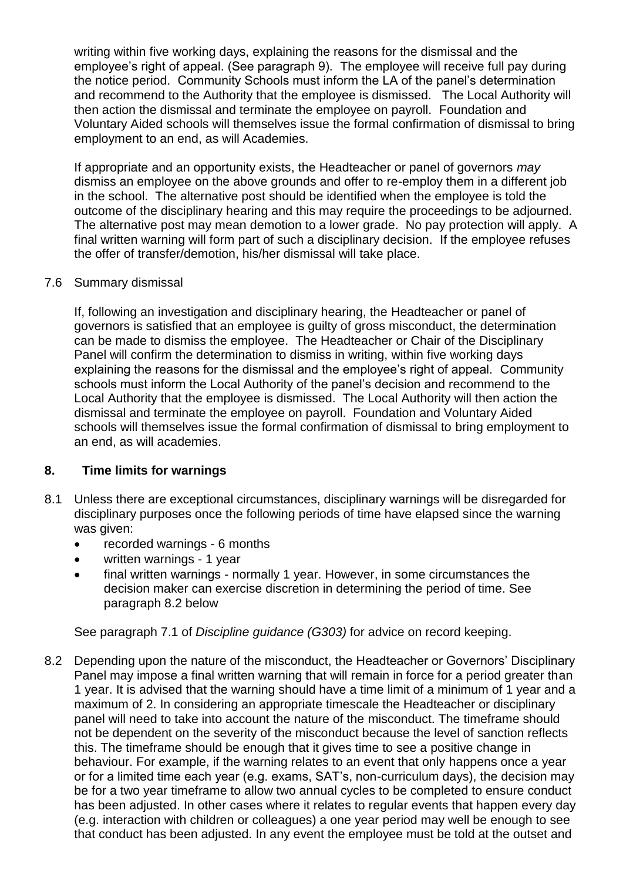writing within five working days, explaining the reasons for the dismissal and the employee's right of appeal. (See paragraph 9). The employee will receive full pay during the notice period. Community Schools must inform the LA of the panel's determination and recommend to the Authority that the employee is dismissed. The Local Authority will then action the dismissal and terminate the employee on payroll. Foundation and Voluntary Aided schools will themselves issue the formal confirmation of dismissal to bring employment to an end, as will Academies.

If appropriate and an opportunity exists, the Headteacher or panel of governors *may* dismiss an employee on the above grounds and offer to re-employ them in a different job in the school. The alternative post should be identified when the employee is told the outcome of the disciplinary hearing and this may require the proceedings to be adjourned. The alternative post may mean demotion to a lower grade. No pay protection will apply. A final written warning will form part of such a disciplinary decision. If the employee refuses the offer of transfer/demotion, his/her dismissal will take place.

7.6 Summary dismissal

If, following an investigation and disciplinary hearing, the Headteacher or panel of governors is satisfied that an employee is guilty of gross misconduct, the determination can be made to dismiss the employee. The Headteacher or Chair of the Disciplinary Panel will confirm the determination to dismiss in writing, within five working days explaining the reasons for the dismissal and the employee's right of appeal. Community schools must inform the Local Authority of the panel's decision and recommend to the Local Authority that the employee is dismissed. The Local Authority will then action the dismissal and terminate the employee on payroll. Foundation and Voluntary Aided schools will themselves issue the formal confirmation of dismissal to bring employment to an end, as will academies.

## 8. Time limits for warnings

8.1 Unless there are exceptional circumstances, disciplinary warnings will be disregarded for disciplinary purposes once the following periods of time have elapsed since the warning was given:

- recorded warnings - 6 months
- written warnings - 1 year
- final written warnings - normally 1 year. However, in some circumstances the decision maker can exercise discretion in determining the period of time. See paragraph 8.2 below

See paragraph 7.1 of *Discipline guidance (G303)* for advice on record keeping.

8.2 Depending upon the nature of the misconduct, the Headteacher or Governors' Disciplinary Panel may impose a final written warning that will remain in force for a period greater than 1 year. It is advised that the warning should have a time limit of a minimum of 1 year and a maximum of 2. In considering an appropriate timescale the Headteacher or disciplinary panel will need to take into account the nature of the misconduct. The timeframe should not be dependent on the severity of the misconduct because the level of sanction reflects this. The timeframe should be enough that it gives time to see a positive change in behaviour. For example, if the warning relates to an event that only happens once a year or for a limited time each year (e.g. exams, SAT's, non-curriculum days), the decision may be for a two year timeframe to allow two annual cycles to be completed to ensure conduct has been adjusted. In other cases where it relates to regular events that happen every day (e.g. interaction with children or colleagues) a one year period may well be enough to see that conduct has been adjusted. In any event the employee must be told at the outset and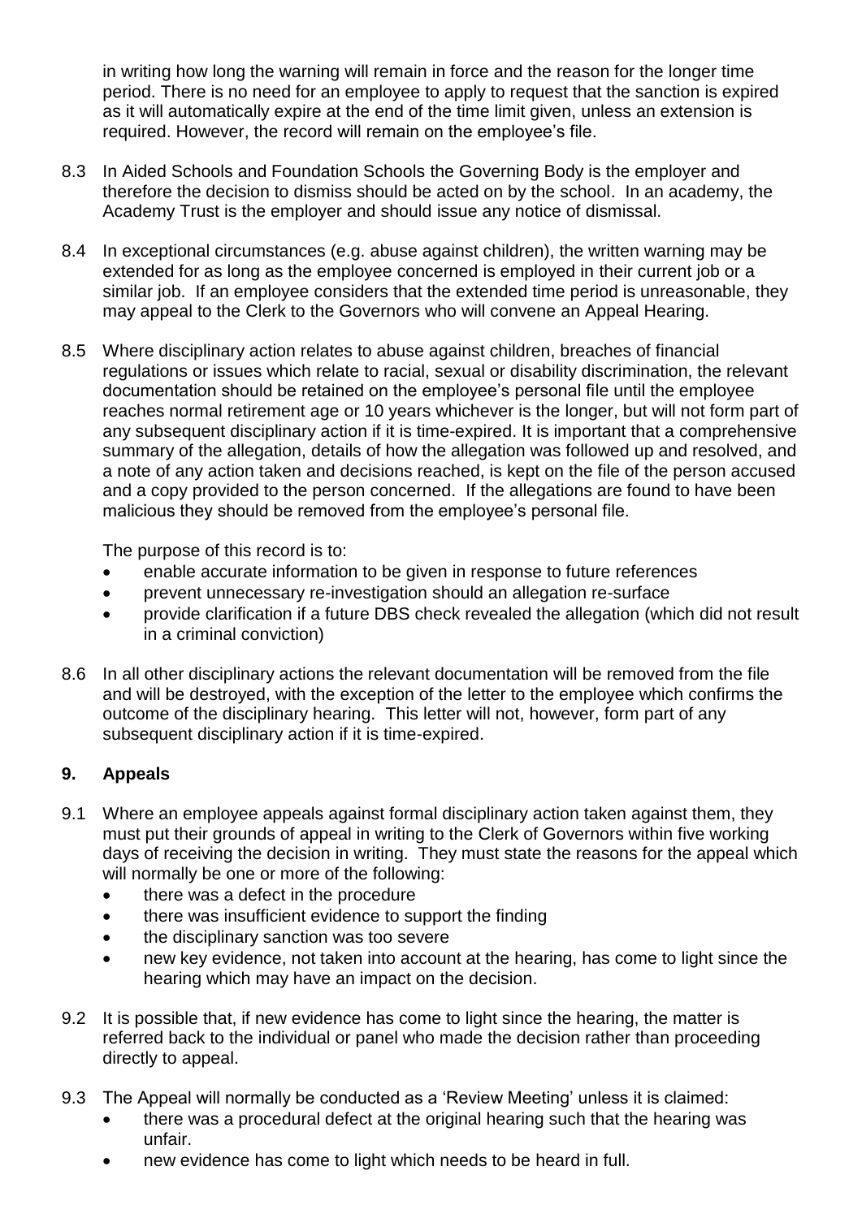in writing how long the warning will remain in force and the reason for the longer time period. There is no need for an employee to apply to request that the sanction is expired as it will automatically expire at the end of the time limit given, unless an extension is required. However, the record will remain on the employee's file.

8.3 In Aided Schools and Foundation Schools the Governing Body is the employer and therefore the decision to dismiss should be acted on by the school. In an academy, the Academy Trust is the employer and should issue any notice of dismissal.

8.4 In exceptional circumstances (e.g. abuse against children), the written warning may be extended for as long as the employee concerned is employed in their current job or a similar job. If an employee considers that the extended time period is unreasonable, they may appeal to the Clerk to the Governors who will convene an Appeal Hearing.

8.5 Where disciplinary action relates to abuse against children, breaches of financial regulations or issues which relate to racial, sexual or disability discrimination, the relevant documentation should be retained on the employee's personal file until the employee reaches normal retirement age or 10 years whichever is the longer, but will not form part of any subsequent disciplinary action if it is time-expired. It is important that a comprehensive summary of the allegation, details of how the allegation was followed up and resolved, and a note of any action taken and decisions reached, is kept on the file of the person accused and a copy provided to the person concerned. If the allegations are found to have been malicious they should be removed from the employee's personal file.

The purpose of this record is to:

- enable accurate information to be given in response to future references
- prevent unnecessary re-investigation should an allegation re-surface
- provide clarification if a future DBS check revealed the allegation (which did not result in a criminal conviction)

8.6 In all other disciplinary actions the relevant documentation will be removed from the file and will be destroyed, with the exception of the letter to the employee which confirms the outcome of the disciplinary hearing. This letter will not, however, form part of any subsequent disciplinary action if it is time-expired.

## 9. Appeals

9.1 Where an employee appeals against formal disciplinary action taken against them, they must put their grounds of appeal in writing to the Clerk of Governors within five working days of receiving the decision in writing. They must state the reasons for the appeal which will normally be one or more of the following:

- there was a defect in the procedure
- there was insufficient evidence to support the finding
- the disciplinary sanction was too severe
- new key evidence, not taken into account at the hearing, has come to light since the hearing which may have an impact on the decision.

9.2 It is possible that, if new evidence has come to light since the hearing, the matter is referred back to the individual or panel who made the decision rather than proceeding directly to appeal.

9.3 The Appeal will normally be conducted as a 'Review Meeting' unless it is claimed:

- there was a procedural defect at the original hearing such that the hearing was unfair.
- new evidence has come to light which needs to be heard in full.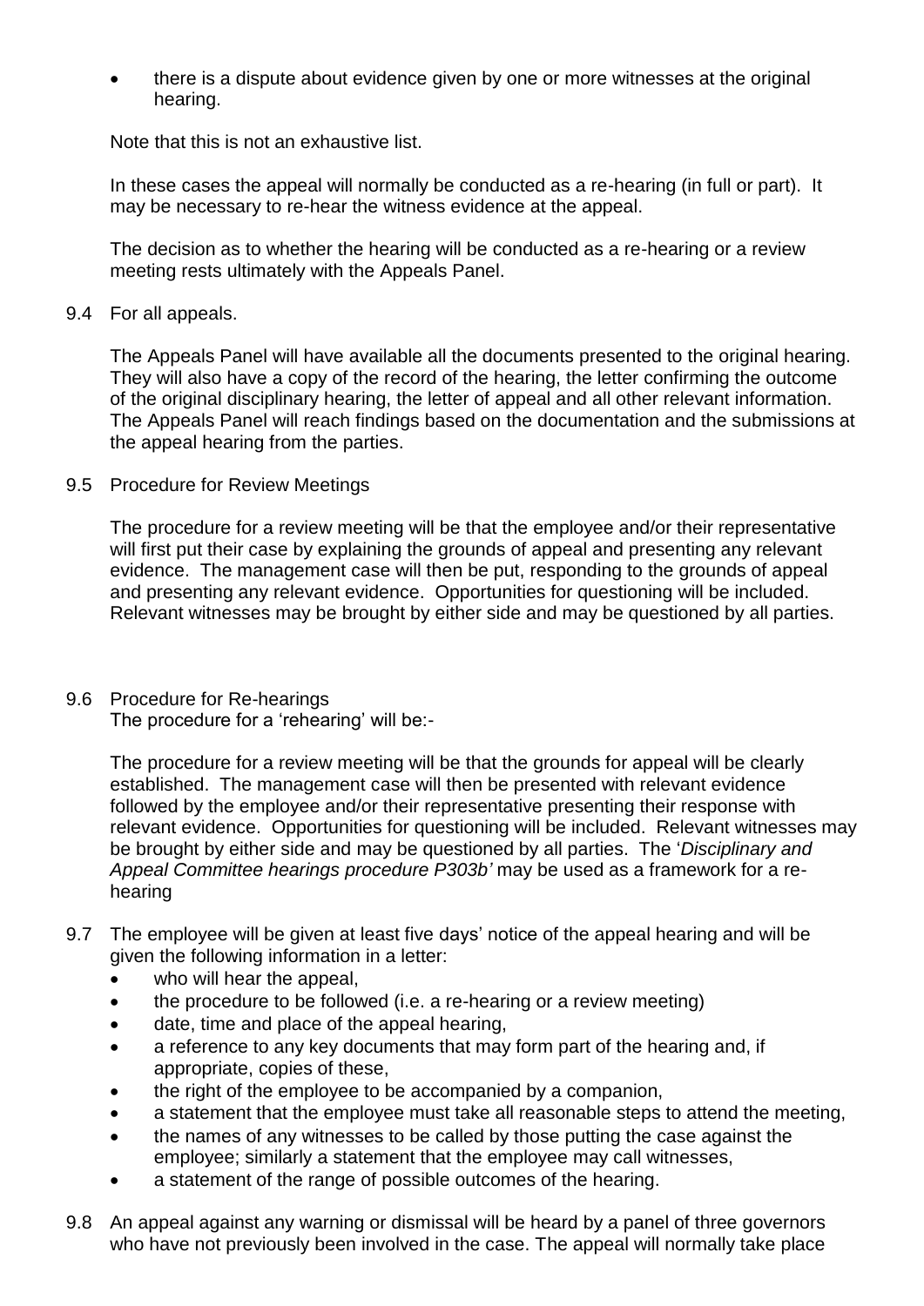- there is a dispute about evidence given by one or more witnesses at the original hearing.

Note that this is not an exhaustive list.

In these cases the appeal will normally be conducted as a re-hearing (in full or part). It may be necessary to re-hear the witness evidence at the appeal.

The decision as to whether the hearing will be conducted as a re-hearing or a review meeting rests ultimately with the Appeals Panel.

9.4 For all appeals.

The Appeals Panel will have available all the documents presented to the original hearing. They will also have a copy of the record of the hearing, the letter confirming the outcome of the original disciplinary hearing, the letter of appeal and all other relevant information. The Appeals Panel will reach findings based on the documentation and the submissions at the appeal hearing from the parties.

9.5 Procedure for Review Meetings

The procedure for a review meeting will be that the employee and/or their representative will first put their case by explaining the grounds of appeal and presenting any relevant evidence. The management case will then be put, responding to the grounds of appeal and presenting any relevant evidence. Opportunities for questioning will be included. Relevant witnesses may be brought by either side and may be questioned by all parties.

9.6 Procedure for Re-hearings
The procedure for a 'rehearing' will be:-

The procedure for a review meeting will be that the grounds for appeal will be clearly established. The management case will then be presented with relevant evidence followed by the employee and/or their representative presenting their response with relevant evidence. Opportunities for questioning will be included. Relevant witnesses may be brought by either side and may be questioned by all parties. The '*Disciplinary and Appeal Committee hearings procedure P303b'* may be used as a framework for a re-hearing

9.7 The employee will be given at least five days' notice of the appeal hearing and will be given the following information in a letter:
- who will hear the appeal,
- the procedure to be followed (i.e. a re-hearing or a review meeting)
- date, time and place of the appeal hearing,
- a reference to any key documents that may form part of the hearing and, if appropriate, copies of these,
- the right of the employee to be accompanied by a companion,
- a statement that the employee must take all reasonable steps to attend the meeting,
- the names of any witnesses to be called by those putting the case against the employee; similarly a statement that the employee may call witnesses,
- a statement of the range of possible outcomes of the hearing.

9.8 An appeal against any warning or dismissal will be heard by a panel of three governors who have not previously been involved in the case. The appeal will normally take place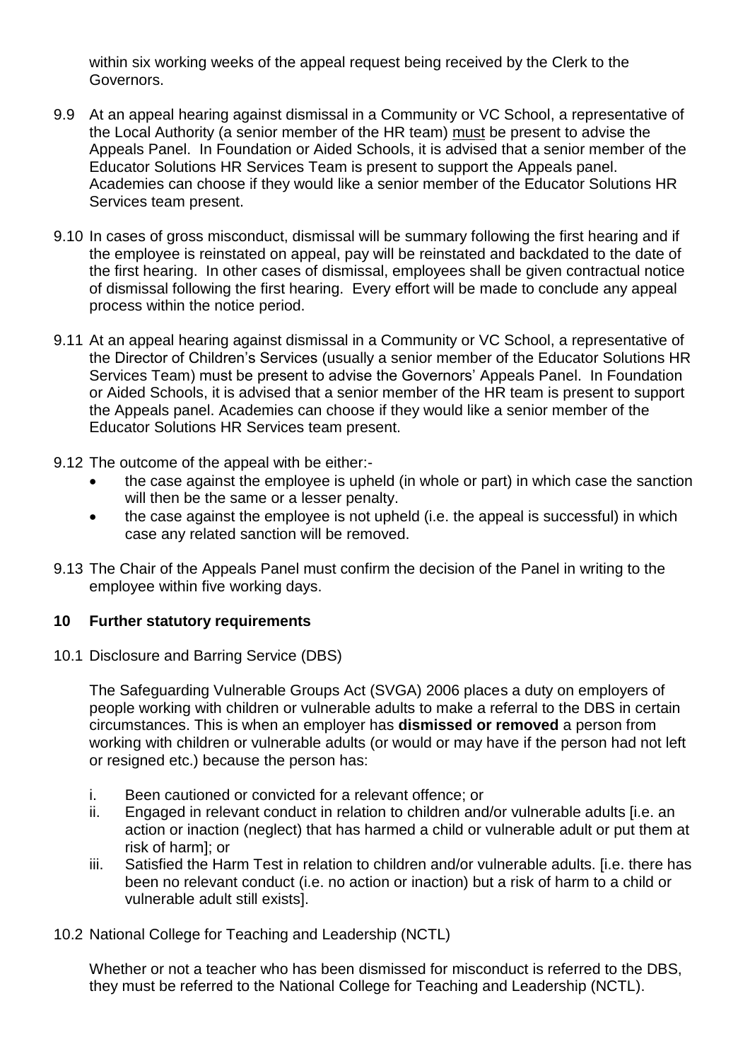within six working weeks of the appeal request being received by the Clerk to the Governors.

9.9 At an appeal hearing against dismissal in a Community or VC School, a representative of the Local Authority (a senior member of the HR team) <u>must</u> be present to advise the Appeals Panel. In Foundation or Aided Schools, it is advised that a senior member of the Educator Solutions HR Services Team is present to support the Appeals panel. Academies can choose if they would like a senior member of the Educator Solutions HR Services team present.

9.10 In cases of gross misconduct, dismissal will be summary following the first hearing and if the employee is reinstated on appeal, pay will be reinstated and backdated to the date of the first hearing. In other cases of dismissal, employees shall be given contractual notice of dismissal following the first hearing. Every effort will be made to conclude any appeal process within the notice period.

9.11 At an appeal hearing against dismissal in a Community or VC School, a representative of the Director of Children's Services (usually a senior member of the Educator Solutions HR Services Team) must be present to advise the Governors' Appeals Panel. In Foundation or Aided Schools, it is advised that a senior member of the HR team is present to support the Appeals panel. Academies can choose if they would like a senior member of the Educator Solutions HR Services team present.

9.12 The outcome of the appeal with be either:-

- the case against the employee is upheld (in whole or part) in which case the sanction will then be the same or a lesser penalty.
- the case against the employee is not upheld (i.e. the appeal is successful) in which case any related sanction will be removed.

9.13 The Chair of the Appeals Panel must confirm the decision of the Panel in writing to the employee within five working days.

## 10 Further statutory requirements

10.1 Disclosure and Barring Service (DBS)

The Safeguarding Vulnerable Groups Act (SVGA) 2006 places a duty on employers of people working with children or vulnerable adults to make a referral to the DBS in certain circumstances. This is when an employer has **dismissed or removed** a person from working with children or vulnerable adults (or would or may have if the person had not left or resigned etc.) because the person has:

i. Been cautioned or convicted for a relevant offence; or
ii. Engaged in relevant conduct in relation to children and/or vulnerable adults [i.e. an action or inaction (neglect) that has harmed a child or vulnerable adult or put them at risk of harm]; or
iii. Satisfied the Harm Test in relation to children and/or vulnerable adults. [i.e. there has been no relevant conduct (i.e. no action or inaction) but a risk of harm to a child or vulnerable adult still exists].

10.2 National College for Teaching and Leadership (NCTL)

Whether or not a teacher who has been dismissed for misconduct is referred to the DBS, they must be referred to the National College for Teaching and Leadership (NCTL).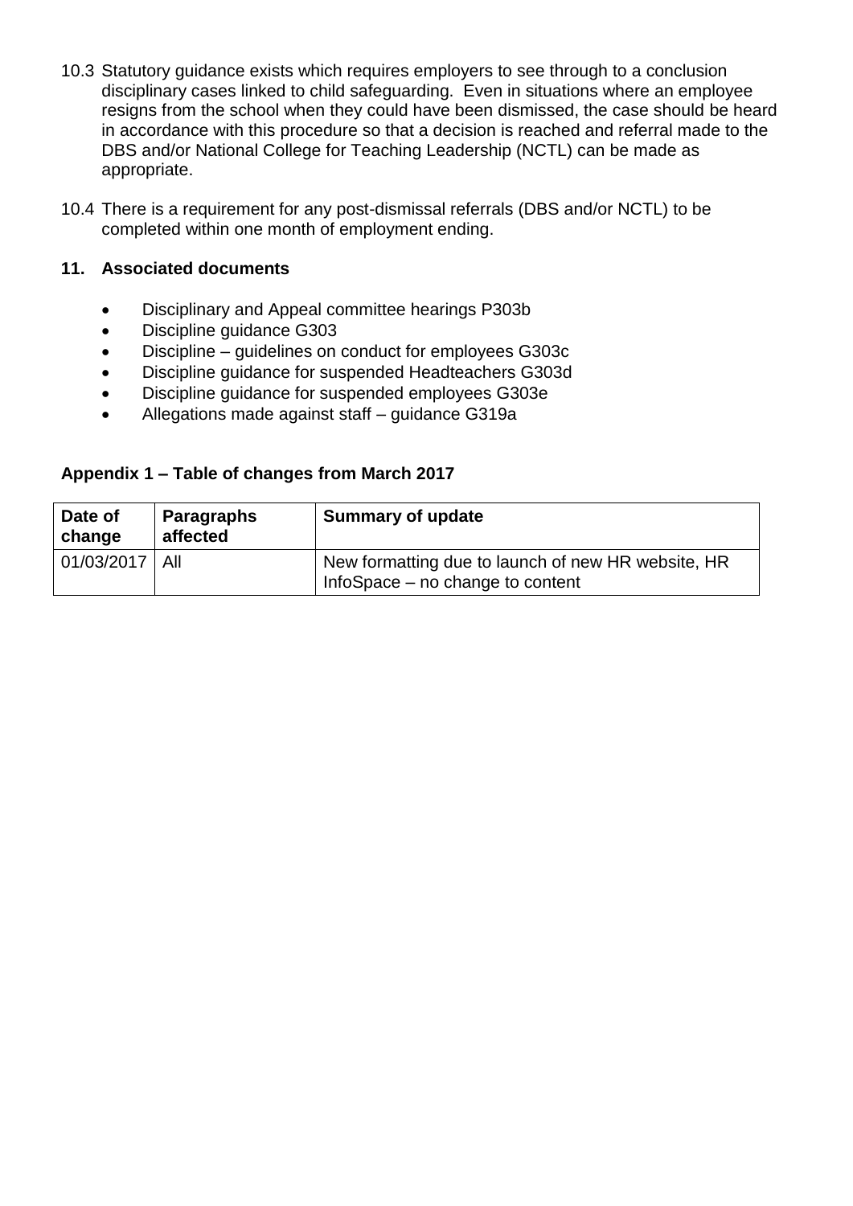10.3 Statutory guidance exists which requires employers to see through to a conclusion disciplinary cases linked to child safeguarding. Even in situations where an employee resigns from the school when they could have been dismissed, the case should be heard in accordance with this procedure so that a decision is reached and referral made to the DBS and/or National College for Teaching Leadership (NCTL) can be made as appropriate.

10.4 There is a requirement for any post-dismissal referrals (DBS and/or NCTL) to be completed within one month of employment ending.

## 11. Associated documents

- Disciplinary and Appeal committee hearings P303b
- Discipline guidance G303
- Discipline – guidelines on conduct for employees G303c
- Discipline guidance for suspended Headteachers G303d
- Discipline guidance for suspended employees G303e
- Allegations made against staff – guidance G319a

## Appendix 1 – Table of changes from March 2017

| Date of change | Paragraphs affected | Summary of update |
|---|---|---|
| 01/03/2017 | All | New formatting due to launch of new HR website, HR InfoSpace – no change to content |